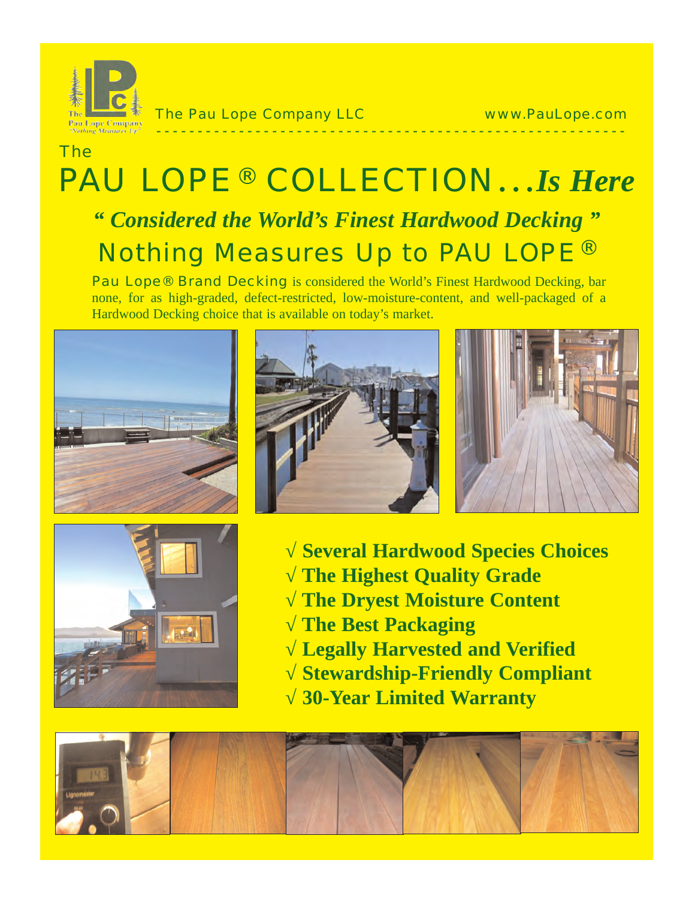The Pau Lope Company LLC www.PauLope.com

# The PAU LOPE® COLLECTION...*Is Here*

## *" Considered the World's Finest Hardwood Decking "*

## Nothing Measures Up to PAU LOPE®

Pau Lope® Brand Decking is considered the World's Finest Hardwood Decking, bar none, for as high-graded, defect-restricted, low-moisture-content, and well-packaged of a Hardwood Decking choice that is available on today's market.

- √ **Several Hardwood Species Choices**
- √ **The Highest Quality Grade**
- √ **The Dryest Moisture Content**
- √ **The Best Packaging**
- √ **Legally Harvested and Verified**
- √ **Stewardship-Friendly Compliant**
- √ **30-Year Limited Warranty**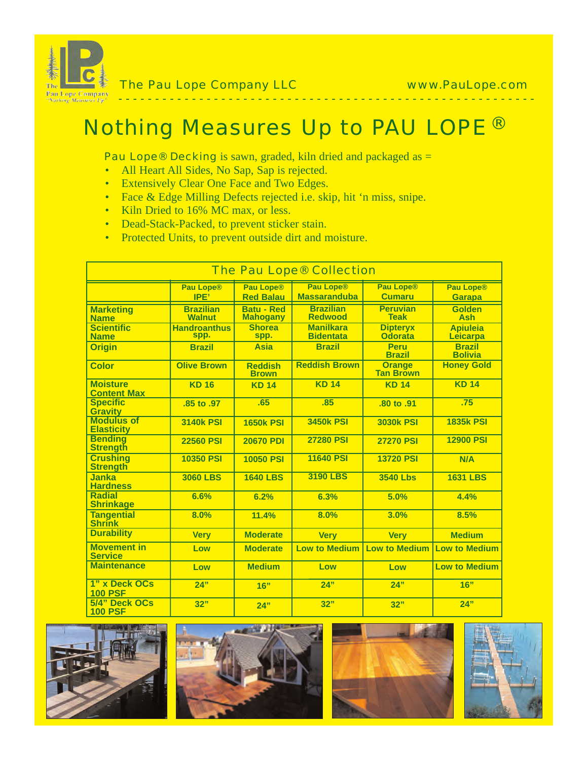The Pau Lope Company LLC www.PauLope.com

# Nothing Measures Up to PAU LOPE ®

Pau Lope® Decking is sawn, graded, kiln dried and packaged as =

- All Heart All Sides, No Sap, Sap is rejected.
- Extensively Clear One Face and Two Edges.
- Face & Edge Milling Defects rejected i.e. skip, hit 'n miss, snipe.
- Kiln Dried to 16% MC max, or less.
- Dead-Stack-Packed, to prevent sticker stain.
- Protected Units, to prevent outside dirt and moisture.

## The Pau Lope® Collection

| | Pau Lope® IPE' | Pau Lope® Red Balau | Pau Lope® Massaranduba | Pau Lope® Cumaru | Pau Lope® Garapa |
|---|---|---|---|---|---|
| **Marketing Name** | Brazilian Walnut | Batu - Red Mahogany | Brazilian Redwood | Peruvian Teak | Golden Ash |
| **Scientific Name** | Handroanthus spp. | Shorea spp. | Manilkara Bidentata | Dipteryx Odorata | Apiuleia Leicarpa |
| **Origin** | Brazil | Asia | Brazil | Peru Brazil | Brazil Bolivia |
| **Color** | Olive Brown | Reddish Brown | Reddish Brown | Orange Tan Brown | Honey Gold |
| **Moisture Content Max** | KD 16 | KD 14 | KD 14 | KD 14 | KD 14 |
| **Specific Gravity** | .85 to .97 | .65 | .85 | .80 to .91 | .75 |
| **Modulus of Elasticity** | 3140k PSI | 1650k PSI | 3450k PSI | 3030k PSI | 1835k PSI |
| **Bending Strength** | 22560 PSI | 20670 PDI | 27280 PSI | 27270 PSI | 12900 PSI |
| **Crushing Strength** | 10350 PSI | 10050 PSI | 11640 PSI | 13720 PSI | N/A |
| **Janka Hardness** | 3060 LBS | 1640 LBS | 3190 LBS | 3540 Lbs | 1631 LBS |
| **Radial Shrinkage** | 6.6% | 6.2% | 6.3% | 5.0% | 4.4% |
| **Tangential Shrink** | 8.0% | 11.4% | 8.0% | 3.0% | 8.5% |
| **Durability** | Very | Moderate | Very | Very | Medium |
| **Movement in Service** | Low | Moderate | Low to Medium | Low to Medium | Low to Medium |
| **Maintenance** | Low | Medium | Low | Low | Low to Medium |
| **1" x Deck OCs 100 PSF** | 24" | 16" | 24" | 24" | 16" |
| **5/4" Deck OCs 100 PSF** | 32" | 24" | 32" | 32" | 24" |